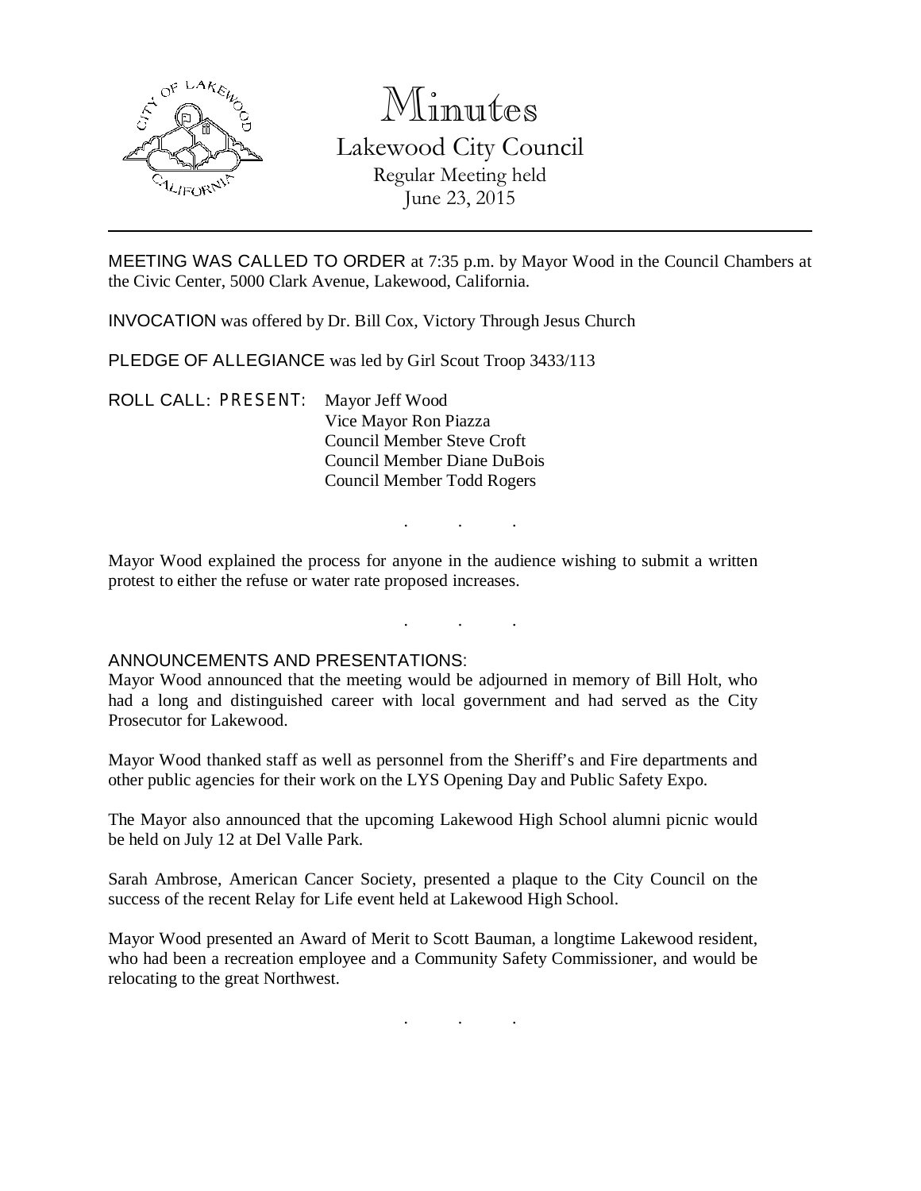# Minutes

## Lakewood City Council

Regular Meeting held
June 23, 2015

---

MEETING WAS CALLED TO ORDER at 7:35 p.m. by Mayor Wood in the Council Chambers at the Civic Center, 5000 Clark Avenue, Lakewood, California.

INVOCATION was offered by Dr. Bill Cox, Victory Through Jesus Church

PLEDGE OF ALLEGIANCE was led by Girl Scout Troop 3433/113

ROLL CALL: PRESENT:
Mayor Jeff Wood
Vice Mayor Ron Piazza
Council Member Steve Croft
Council Member Diane DuBois
Council Member Todd Rogers

. . .

Mayor Wood explained the process for anyone in the audience wishing to submit a written protest to either the refuse or water rate proposed increases.

. . .

ANNOUNCEMENTS AND PRESENTATIONS:

Mayor Wood announced that the meeting would be adjourned in memory of Bill Holt, who had a long and distinguished career with local government and had served as the City Prosecutor for Lakewood.

Mayor Wood thanked staff as well as personnel from the Sheriff's and Fire departments and other public agencies for their work on the LYS Opening Day and Public Safety Expo.

The Mayor also announced that the upcoming Lakewood High School alumni picnic would be held on July 12 at Del Valle Park.

Sarah Ambrose, American Cancer Society, presented a plaque to the City Council on the success of the recent Relay for Life event held at Lakewood High School.

Mayor Wood presented an Award of Merit to Scott Bauman, a longtime Lakewood resident, who had been a recreation employee and a Community Safety Commissioner, and would be relocating to the great Northwest.

. . .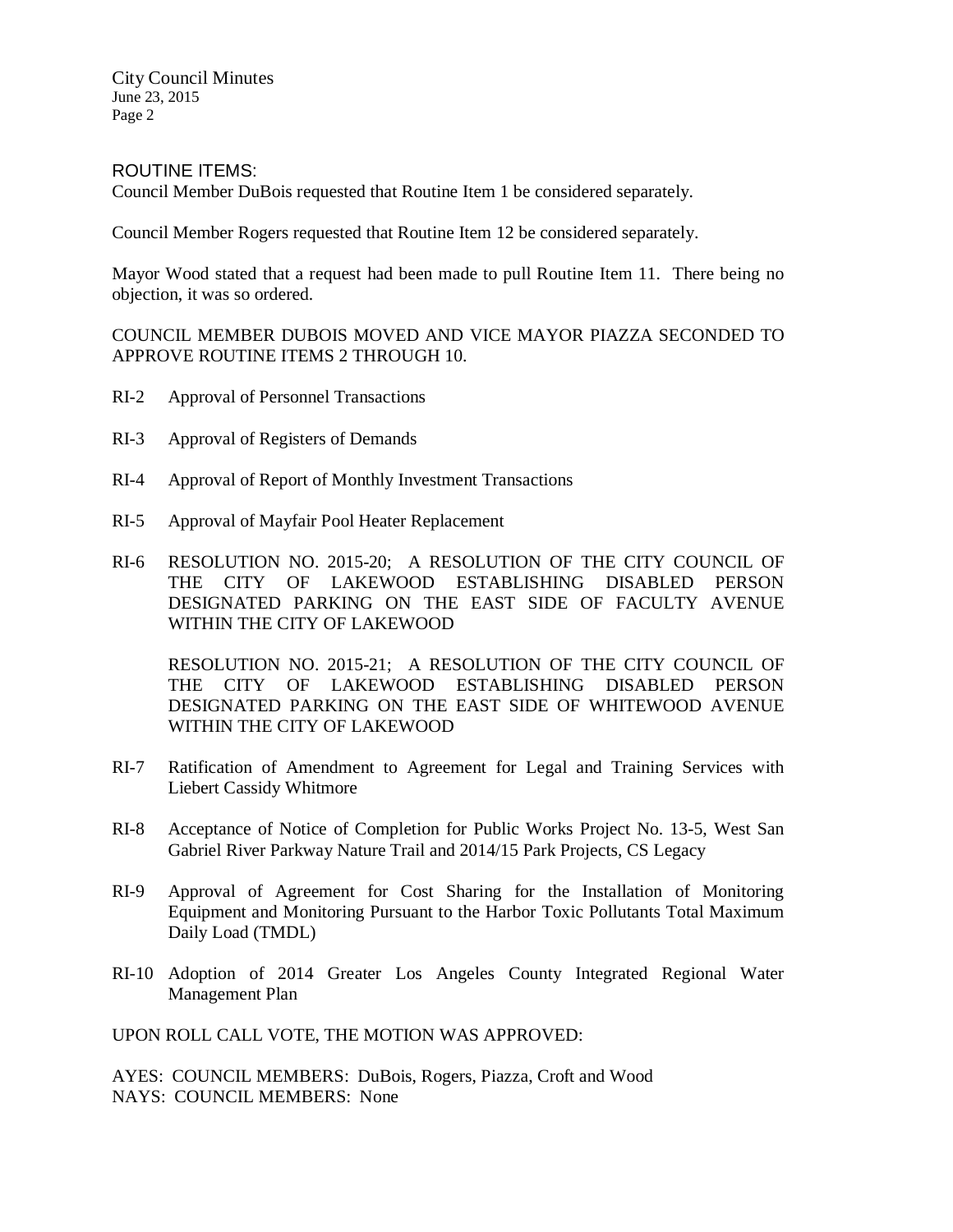ROUTINE ITEMS:

Council Member DuBois requested that Routine Item 1 be considered separately.

Council Member Rogers requested that Routine Item 12 be considered separately.

Mayor Wood stated that a request had been made to pull Routine Item 11. There being no objection, it was so ordered.

COUNCIL MEMBER DUBOIS MOVED AND VICE MAYOR PIAZZA SECONDED TO APPROVE ROUTINE ITEMS 2 THROUGH 10.

RI-2 Approval of Personnel Transactions

RI-3 Approval of Registers of Demands

RI-4 Approval of Report of Monthly Investment Transactions

RI-5 Approval of Mayfair Pool Heater Replacement

RI-6 RESOLUTION NO. 2015-20; A RESOLUTION OF THE CITY COUNCIL OF THE CITY OF LAKEWOOD ESTABLISHING DISABLED PERSON DESIGNATED PARKING ON THE EAST SIDE OF FACULTY AVENUE WITHIN THE CITY OF LAKEWOOD

RESOLUTION NO. 2015-21; A RESOLUTION OF THE CITY COUNCIL OF THE CITY OF LAKEWOOD ESTABLISHING DISABLED PERSON DESIGNATED PARKING ON THE EAST SIDE OF WHITEWOOD AVENUE WITHIN THE CITY OF LAKEWOOD

RI-7 Ratification of Amendment to Agreement for Legal and Training Services with Liebert Cassidy Whitmore

RI-8 Acceptance of Notice of Completion for Public Works Project No. 13-5, West San Gabriel River Parkway Nature Trail and 2014/15 Park Projects, CS Legacy

RI-9 Approval of Agreement for Cost Sharing for the Installation of Monitoring Equipment and Monitoring Pursuant to the Harbor Toxic Pollutants Total Maximum Daily Load (TMDL)

RI-10 Adoption of 2014 Greater Los Angeles County Integrated Regional Water Management Plan

UPON ROLL CALL VOTE, THE MOTION WAS APPROVED:

AYES: COUNCIL MEMBERS: DuBois, Rogers, Piazza, Croft and Wood
NAYS: COUNCIL MEMBERS: None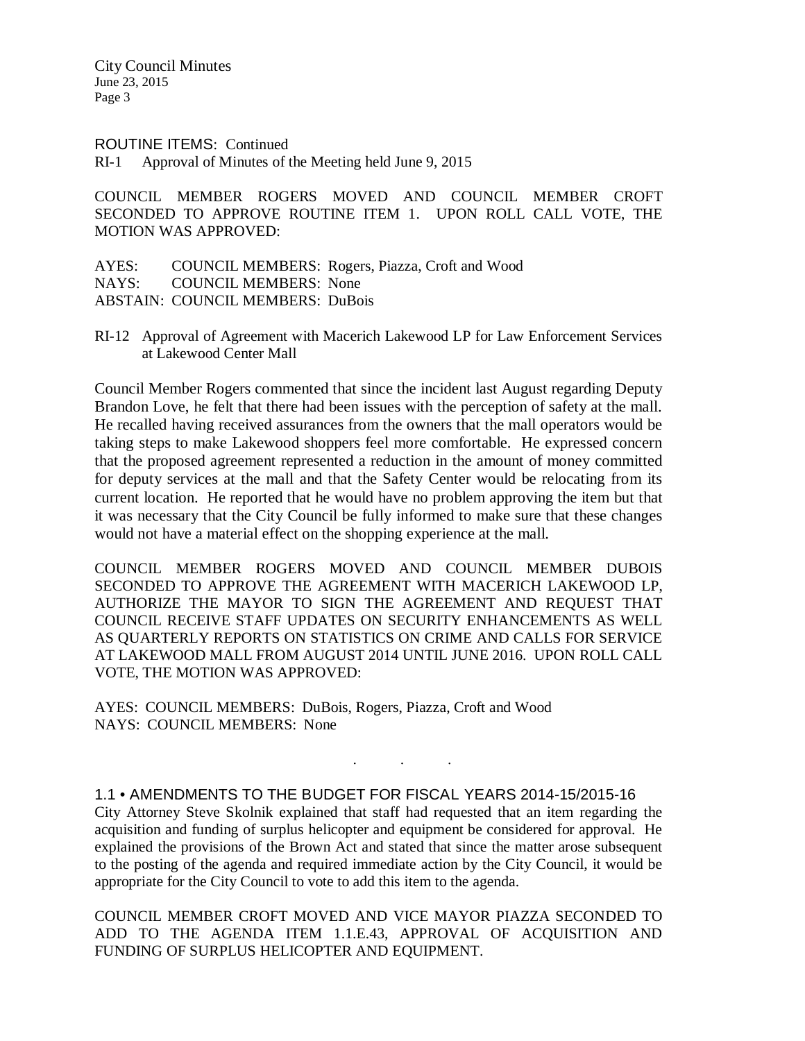ROUTINE ITEMS: Continued

RI-1 Approval of Minutes of the Meeting held June 9, 2015

COUNCIL MEMBER ROGERS MOVED AND COUNCIL MEMBER CROFT SECONDED TO APPROVE ROUTINE ITEM 1. UPON ROLL CALL VOTE, THE MOTION WAS APPROVED:

AYES: COUNCIL MEMBERS: Rogers, Piazza, Croft and Wood
NAYS: COUNCIL MEMBERS: None
ABSTAIN: COUNCIL MEMBERS: DuBois

RI-12 Approval of Agreement with Macerich Lakewood LP for Law Enforcement Services at Lakewood Center Mall

Council Member Rogers commented that since the incident last August regarding Deputy Brandon Love, he felt that there had been issues with the perception of safety at the mall. He recalled having received assurances from the owners that the mall operators would be taking steps to make Lakewood shoppers feel more comfortable. He expressed concern that the proposed agreement represented a reduction in the amount of money committed for deputy services at the mall and that the Safety Center would be relocating from its current location. He reported that he would have no problem approving the item but that it was necessary that the City Council be fully informed to make sure that these changes would not have a material effect on the shopping experience at the mall.

COUNCIL MEMBER ROGERS MOVED AND COUNCIL MEMBER DUBOIS SECONDED TO APPROVE THE AGREEMENT WITH MACERICH LAKEWOOD LP, AUTHORIZE THE MAYOR TO SIGN THE AGREEMENT AND REQUEST THAT COUNCIL RECEIVE STAFF UPDATES ON SECURITY ENHANCEMENTS AS WELL AS QUARTERLY REPORTS ON STATISTICS ON CRIME AND CALLS FOR SERVICE AT LAKEWOOD MALL FROM AUGUST 2014 UNTIL JUNE 2016. UPON ROLL CALL VOTE, THE MOTION WAS APPROVED:

AYES: COUNCIL MEMBERS: DuBois, Rogers, Piazza, Croft and Wood
NAYS: COUNCIL MEMBERS: None

. . .

1.1 • AMENDMENTS TO THE BUDGET FOR FISCAL YEARS 2014-15/2015-16

City Attorney Steve Skolnik explained that staff had requested that an item regarding the acquisition and funding of surplus helicopter and equipment be considered for approval. He explained the provisions of the Brown Act and stated that since the matter arose subsequent to the posting of the agenda and required immediate action by the City Council, it would be appropriate for the City Council to vote to add this item to the agenda.

COUNCIL MEMBER CROFT MOVED AND VICE MAYOR PIAZZA SECONDED TO ADD TO THE AGENDA ITEM 1.1.E.43, APPROVAL OF ACQUISITION AND FUNDING OF SURPLUS HELICOPTER AND EQUIPMENT.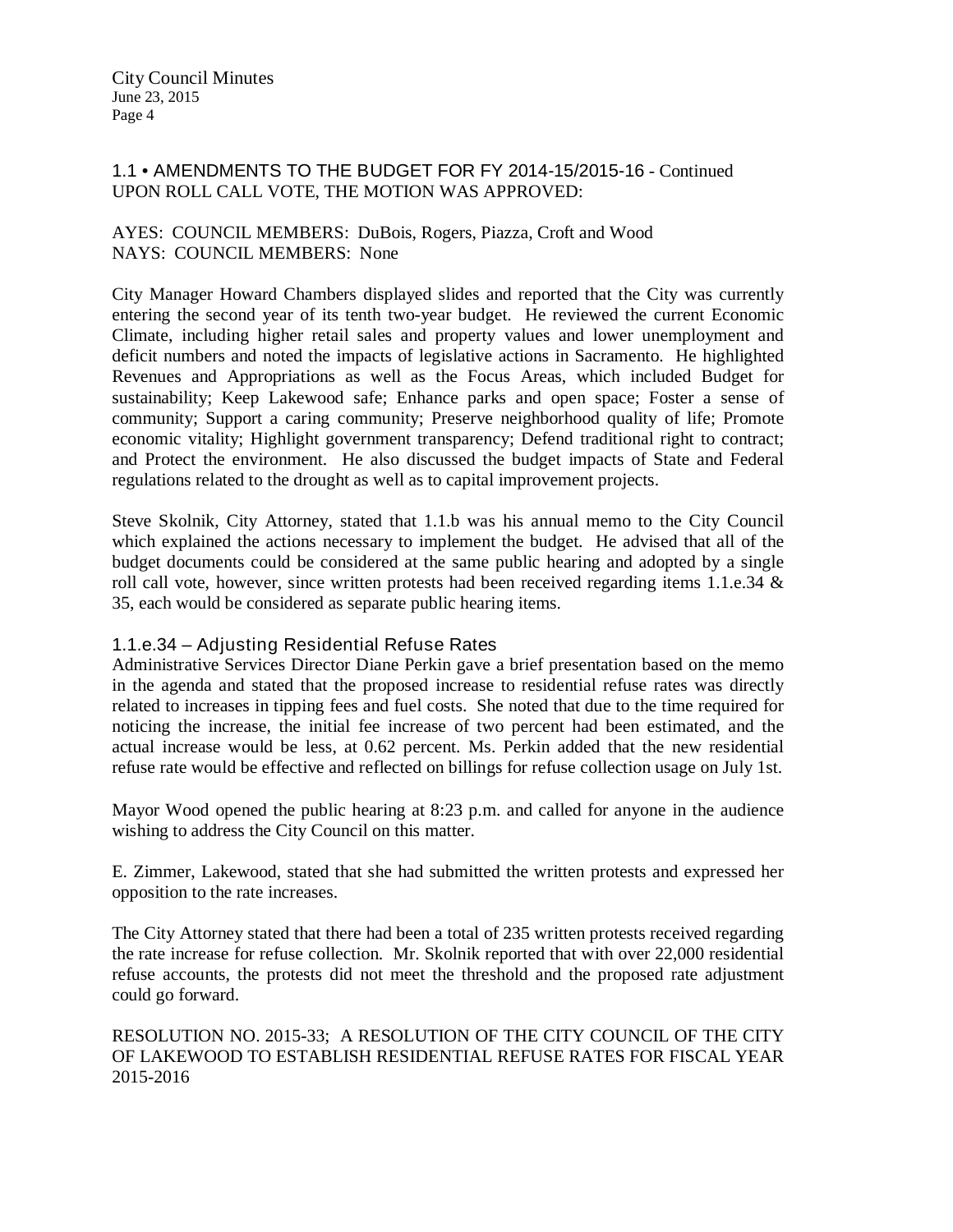1.1 • AMENDMENTS TO THE BUDGET FOR FY 2014-15/2015-16 - Continued
UPON ROLL CALL VOTE, THE MOTION WAS APPROVED:

AYES: COUNCIL MEMBERS: DuBois, Rogers, Piazza, Croft and Wood
NAYS: COUNCIL MEMBERS: None

City Manager Howard Chambers displayed slides and reported that the City was currently entering the second year of its tenth two-year budget. He reviewed the current Economic Climate, including higher retail sales and property values and lower unemployment and deficit numbers and noted the impacts of legislative actions in Sacramento. He highlighted Revenues and Appropriations as well as the Focus Areas, which included Budget for sustainability; Keep Lakewood safe; Enhance parks and open space; Foster a sense of community; Support a caring community; Preserve neighborhood quality of life; Promote economic vitality; Highlight government transparency; Defend traditional right to contract; and Protect the environment. He also discussed the budget impacts of State and Federal regulations related to the drought as well as to capital improvement projects.

Steve Skolnik, City Attorney, stated that 1.1.b was his annual memo to the City Council which explained the actions necessary to implement the budget. He advised that all of the budget documents could be considered at the same public hearing and adopted by a single roll call vote, however, since written protests had been received regarding items 1.1.e.34 & 35, each would be considered as separate public hearing items.

1.1.e.34 – Adjusting Residential Refuse Rates
Administrative Services Director Diane Perkin gave a brief presentation based on the memo in the agenda and stated that the proposed increase to residential refuse rates was directly related to increases in tipping fees and fuel costs. She noted that due to the time required for noticing the increase, the initial fee increase of two percent had been estimated, and the actual increase would be less, at 0.62 percent. Ms. Perkin added that the new residential refuse rate would be effective and reflected on billings for refuse collection usage on July 1st.

Mayor Wood opened the public hearing at 8:23 p.m. and called for anyone in the audience wishing to address the City Council on this matter.

E. Zimmer, Lakewood, stated that she had submitted the written protests and expressed her opposition to the rate increases.

The City Attorney stated that there had been a total of 235 written protests received regarding the rate increase for refuse collection. Mr. Skolnik reported that with over 22,000 residential refuse accounts, the protests did not meet the threshold and the proposed rate adjustment could go forward.

RESOLUTION NO. 2015-33; A RESOLUTION OF THE CITY COUNCIL OF THE CITY OF LAKEWOOD TO ESTABLISH RESIDENTIAL REFUSE RATES FOR FISCAL YEAR 2015-2016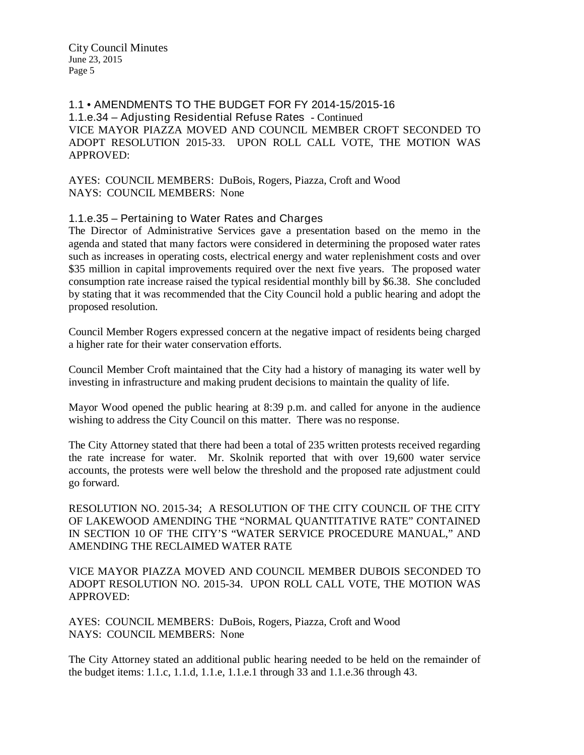## 1.1 • AMENDMENTS TO THE BUDGET FOR FY 2014-15/2015-16

### 1.1.e.34 – Adjusting Residential Refuse Rates - Continued

VICE MAYOR PIAZZA MOVED AND COUNCIL MEMBER CROFT SECONDED TO ADOPT RESOLUTION 2015-33. UPON ROLL CALL VOTE, THE MOTION WAS APPROVED:

AYES: COUNCIL MEMBERS: DuBois, Rogers, Piazza, Croft and Wood
NAYS: COUNCIL MEMBERS: None

### 1.1.e.35 – Pertaining to Water Rates and Charges

The Director of Administrative Services gave a presentation based on the memo in the agenda and stated that many factors were considered in determining the proposed water rates such as increases in operating costs, electrical energy and water replenishment costs and over $35 million in capital improvements required over the next five years. The proposed water consumption rate increase raised the typical residential monthly bill by $6.38. She concluded by stating that it was recommended that the City Council hold a public hearing and adopt the proposed resolution.

Council Member Rogers expressed concern at the negative impact of residents being charged a higher rate for their water conservation efforts.

Council Member Croft maintained that the City had a history of managing its water well by investing in infrastructure and making prudent decisions to maintain the quality of life.

Mayor Wood opened the public hearing at 8:39 p.m. and called for anyone in the audience wishing to address the City Council on this matter. There was no response.

The City Attorney stated that there had been a total of 235 written protests received regarding the rate increase for water. Mr. Skolnik reported that with over 19,600 water service accounts, the protests were well below the threshold and the proposed rate adjustment could go forward.

RESOLUTION NO. 2015-34; A RESOLUTION OF THE CITY COUNCIL OF THE CITY OF LAKEWOOD AMENDING THE "NORMAL QUANTITATIVE RATE" CONTAINED IN SECTION 10 OF THE CITY'S "WATER SERVICE PROCEDURE MANUAL," AND AMENDING THE RECLAIMED WATER RATE

VICE MAYOR PIAZZA MOVED AND COUNCIL MEMBER DUBOIS SECONDED TO ADOPT RESOLUTION NO. 2015-34. UPON ROLL CALL VOTE, THE MOTION WAS APPROVED:

AYES: COUNCIL MEMBERS: DuBois, Rogers, Piazza, Croft and Wood
NAYS: COUNCIL MEMBERS: None

The City Attorney stated an additional public hearing needed to be held on the remainder of the budget items: 1.1.c, 1.1.d, 1.1.e, 1.1.e.1 through 33 and 1.1.e.36 through 43.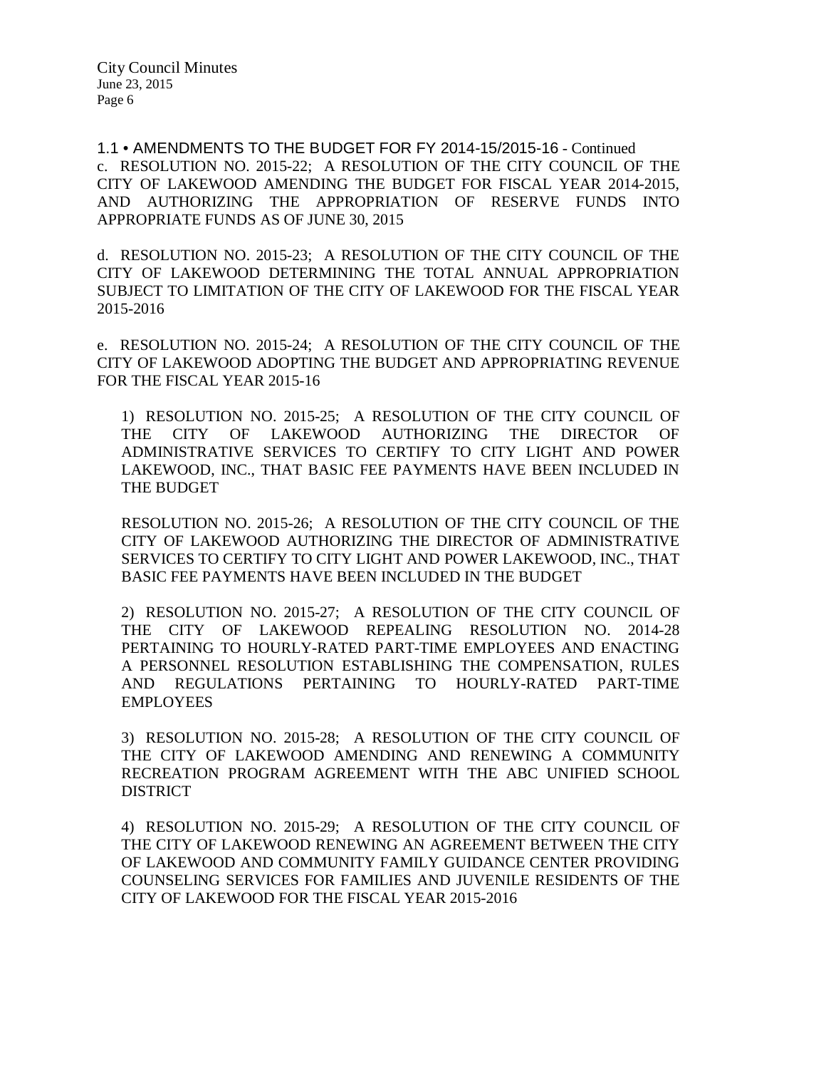1.1 • AMENDMENTS TO THE BUDGET FOR FY 2014-15/2015-16 - Continued

c. RESOLUTION NO. 2015-22; A RESOLUTION OF THE CITY COUNCIL OF THE CITY OF LAKEWOOD AMENDING THE BUDGET FOR FISCAL YEAR 2014-2015, AND AUTHORIZING THE APPROPRIATION OF RESERVE FUNDS INTO APPROPRIATE FUNDS AS OF JUNE 30, 2015

d. RESOLUTION NO. 2015-23; A RESOLUTION OF THE CITY COUNCIL OF THE CITY OF LAKEWOOD DETERMINING THE TOTAL ANNUAL APPROPRIATION SUBJECT TO LIMITATION OF THE CITY OF LAKEWOOD FOR THE FISCAL YEAR 2015-2016

e. RESOLUTION NO. 2015-24; A RESOLUTION OF THE CITY COUNCIL OF THE CITY OF LAKEWOOD ADOPTING THE BUDGET AND APPROPRIATING REVENUE FOR THE FISCAL YEAR 2015-16

1) RESOLUTION NO. 2015-25; A RESOLUTION OF THE CITY COUNCIL OF THE CITY OF LAKEWOOD AUTHORIZING THE DIRECTOR OF ADMINISTRATIVE SERVICES TO CERTIFY TO CITY LIGHT AND POWER LAKEWOOD, INC., THAT BASIC FEE PAYMENTS HAVE BEEN INCLUDED IN THE BUDGET

RESOLUTION NO. 2015-26; A RESOLUTION OF THE CITY COUNCIL OF THE CITY OF LAKEWOOD AUTHORIZING THE DIRECTOR OF ADMINISTRATIVE SERVICES TO CERTIFY TO CITY LIGHT AND POWER LAKEWOOD, INC., THAT BASIC FEE PAYMENTS HAVE BEEN INCLUDED IN THE BUDGET

2) RESOLUTION NO. 2015-27; A RESOLUTION OF THE CITY COUNCIL OF THE CITY OF LAKEWOOD REPEALING RESOLUTION NO. 2014-28 PERTAINING TO HOURLY-RATED PART-TIME EMPLOYEES AND ENACTING A PERSONNEL RESOLUTION ESTABLISHING THE COMPENSATION, RULES AND REGULATIONS PERTAINING TO HOURLY-RATED PART-TIME EMPLOYEES

3) RESOLUTION NO. 2015-28; A RESOLUTION OF THE CITY COUNCIL OF THE CITY OF LAKEWOOD AMENDING AND RENEWING A COMMUNITY RECREATION PROGRAM AGREEMENT WITH THE ABC UNIFIED SCHOOL DISTRICT

4) RESOLUTION NO. 2015-29; A RESOLUTION OF THE CITY COUNCIL OF THE CITY OF LAKEWOOD RENEWING AN AGREEMENT BETWEEN THE CITY OF LAKEWOOD AND COMMUNITY FAMILY GUIDANCE CENTER PROVIDING COUNSELING SERVICES FOR FAMILIES AND JUVENILE RESIDENTS OF THE CITY OF LAKEWOOD FOR THE FISCAL YEAR 2015-2016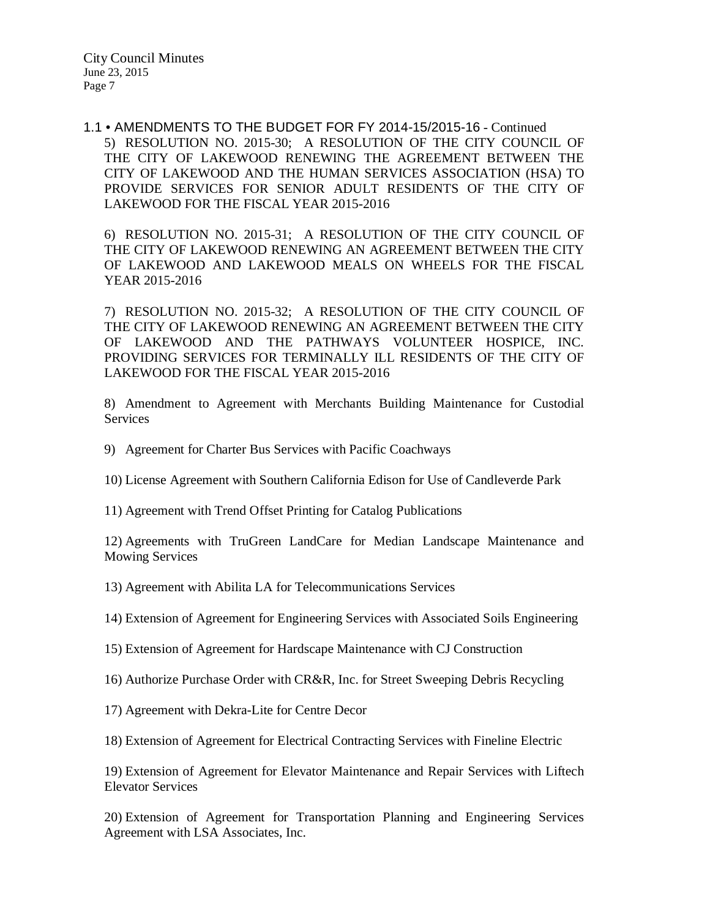1.1 • AMENDMENTS TO THE BUDGET FOR FY 2014-15/2015-16 - Continued

5) RESOLUTION NO. 2015-30; A RESOLUTION OF THE CITY COUNCIL OF THE CITY OF LAKEWOOD RENEWING THE AGREEMENT BETWEEN THE CITY OF LAKEWOOD AND THE HUMAN SERVICES ASSOCIATION (HSA) TO PROVIDE SERVICES FOR SENIOR ADULT RESIDENTS OF THE CITY OF LAKEWOOD FOR THE FISCAL YEAR 2015-2016

6) RESOLUTION NO. 2015-31; A RESOLUTION OF THE CITY COUNCIL OF THE CITY OF LAKEWOOD RENEWING AN AGREEMENT BETWEEN THE CITY OF LAKEWOOD AND LAKEWOOD MEALS ON WHEELS FOR THE FISCAL YEAR 2015-2016

7) RESOLUTION NO. 2015-32; A RESOLUTION OF THE CITY COUNCIL OF THE CITY OF LAKEWOOD RENEWING AN AGREEMENT BETWEEN THE CITY OF LAKEWOOD AND THE PATHWAYS VOLUNTEER HOSPICE, INC. PROVIDING SERVICES FOR TERMINALLY ILL RESIDENTS OF THE CITY OF LAKEWOOD FOR THE FISCAL YEAR 2015-2016

8) Amendment to Agreement with Merchants Building Maintenance for Custodial Services

9) Agreement for Charter Bus Services with Pacific Coachways

10) License Agreement with Southern California Edison for Use of Candleverde Park

11) Agreement with Trend Offset Printing for Catalog Publications

12) Agreements with TruGreen LandCare for Median Landscape Maintenance and Mowing Services

13) Agreement with Abilita LA for Telecommunications Services

14) Extension of Agreement for Engineering Services with Associated Soils Engineering

15) Extension of Agreement for Hardscape Maintenance with CJ Construction

16) Authorize Purchase Order with CR&R, Inc. for Street Sweeping Debris Recycling

17) Agreement with Dekra-Lite for Centre Decor

18) Extension of Agreement for Electrical Contracting Services with Fineline Electric

19) Extension of Agreement for Elevator Maintenance and Repair Services with Liftech Elevator Services

20) Extension of Agreement for Transportation Planning and Engineering Services Agreement with LSA Associates, Inc.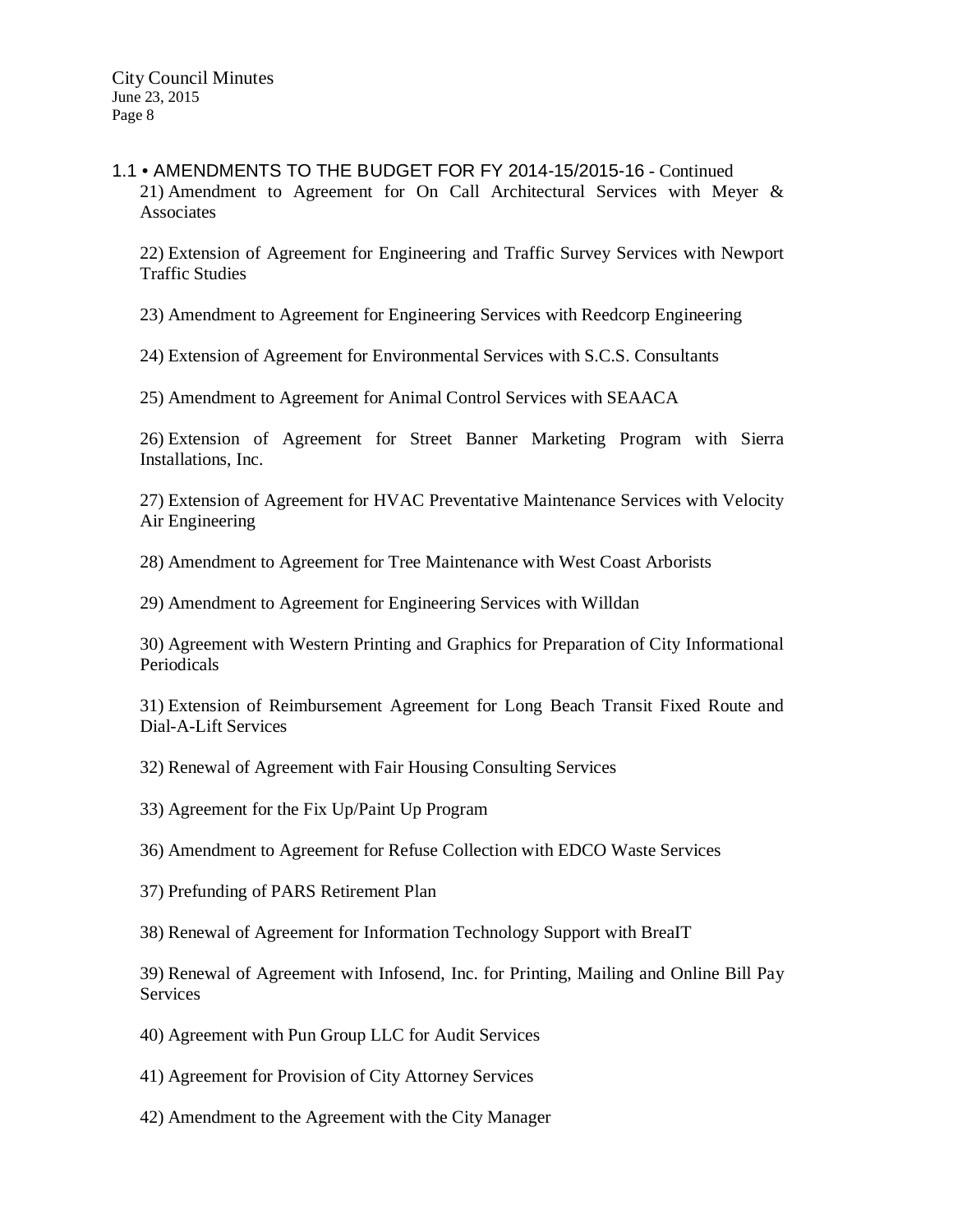## 1.1 • AMENDMENTS TO THE BUDGET FOR FY 2014-15/2015-16 - Continued

21) Amendment to Agreement for On Call Architectural Services with Meyer & Associates

22) Extension of Agreement for Engineering and Traffic Survey Services with Newport Traffic Studies

23) Amendment to Agreement for Engineering Services with Reedcorp Engineering

24) Extension of Agreement for Environmental Services with S.C.S. Consultants

25) Amendment to Agreement for Animal Control Services with SEAACA

26) Extension of Agreement for Street Banner Marketing Program with Sierra Installations, Inc.

27) Extension of Agreement for HVAC Preventative Maintenance Services with Velocity Air Engineering

28) Amendment to Agreement for Tree Maintenance with West Coast Arborists

29) Amendment to Agreement for Engineering Services with Willdan

30) Agreement with Western Printing and Graphics for Preparation of City Informational Periodicals

31) Extension of Reimbursement Agreement for Long Beach Transit Fixed Route and Dial-A-Lift Services

32) Renewal of Agreement with Fair Housing Consulting Services

33) Agreement for the Fix Up/Paint Up Program

36) Amendment to Agreement for Refuse Collection with EDCO Waste Services

37) Prefunding of PARS Retirement Plan

38) Renewal of Agreement for Information Technology Support with BreaIT

39) Renewal of Agreement with Infosend, Inc. for Printing, Mailing and Online Bill Pay Services

40) Agreement with Pun Group LLC for Audit Services

41) Agreement for Provision of City Attorney Services

42) Amendment to the Agreement with the City Manager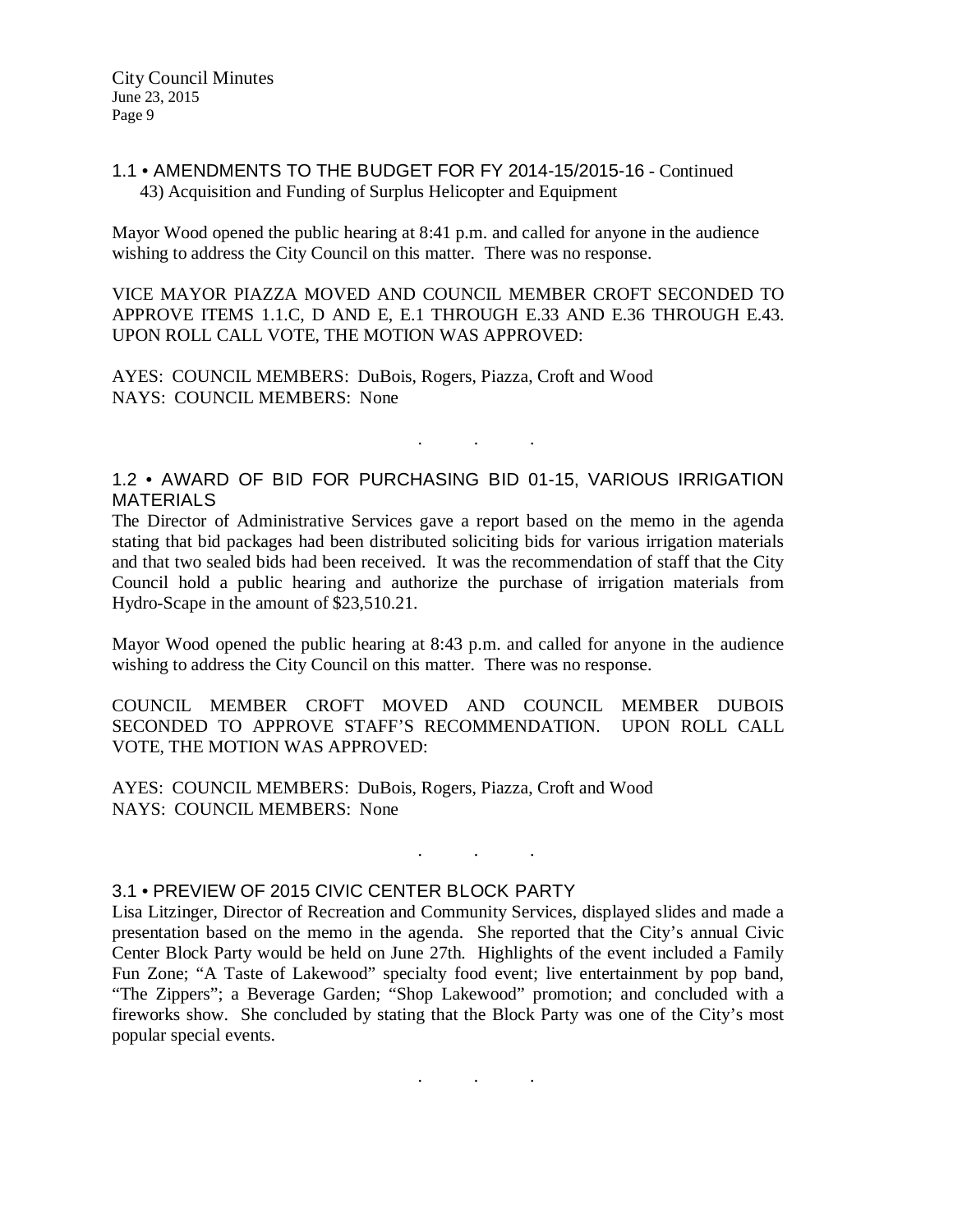### 1.1 • AMENDMENTS TO THE BUDGET FOR FY 2014-15/2015-16 - Continued

43) Acquisition and Funding of Surplus Helicopter and Equipment

Mayor Wood opened the public hearing at 8:41 p.m. and called for anyone in the audience wishing to address the City Council on this matter. There was no response.

VICE MAYOR PIAZZA MOVED AND COUNCIL MEMBER CROFT SECONDED TO APPROVE ITEMS 1.1.C, D AND E, E.1 THROUGH E.33 AND E.36 THROUGH E.43. UPON ROLL CALL VOTE, THE MOTION WAS APPROVED:

AYES: COUNCIL MEMBERS: DuBois, Rogers, Piazza, Croft and Wood
NAYS: COUNCIL MEMBERS: None

. . .

### 1.2 • AWARD OF BID FOR PURCHASING BID 01-15, VARIOUS IRRIGATION MATERIALS

The Director of Administrative Services gave a report based on the memo in the agenda stating that bid packages had been distributed soliciting bids for various irrigation materials and that two sealed bids had been received. It was the recommendation of staff that the City Council hold a public hearing and authorize the purchase of irrigation materials from Hydro-Scape in the amount of $23,510.21.

Mayor Wood opened the public hearing at 8:43 p.m. and called for anyone in the audience wishing to address the City Council on this matter. There was no response.

COUNCIL MEMBER CROFT MOVED AND COUNCIL MEMBER DUBOIS SECONDED TO APPROVE STAFF'S RECOMMENDATION. UPON ROLL CALL VOTE, THE MOTION WAS APPROVED:

AYES: COUNCIL MEMBERS: DuBois, Rogers, Piazza, Croft and Wood
NAYS: COUNCIL MEMBERS: None

. . .

### 3.1 • PREVIEW OF 2015 CIVIC CENTER BLOCK PARTY

Lisa Litzinger, Director of Recreation and Community Services, displayed slides and made a presentation based on the memo in the agenda. She reported that the City's annual Civic Center Block Party would be held on June 27th. Highlights of the event included a Family Fun Zone; "A Taste of Lakewood" specialty food event; live entertainment by pop band, "The Zippers"; a Beverage Garden; "Shop Lakewood" promotion; and concluded with a fireworks show. She concluded by stating that the Block Party was one of the City's most popular special events.

. . .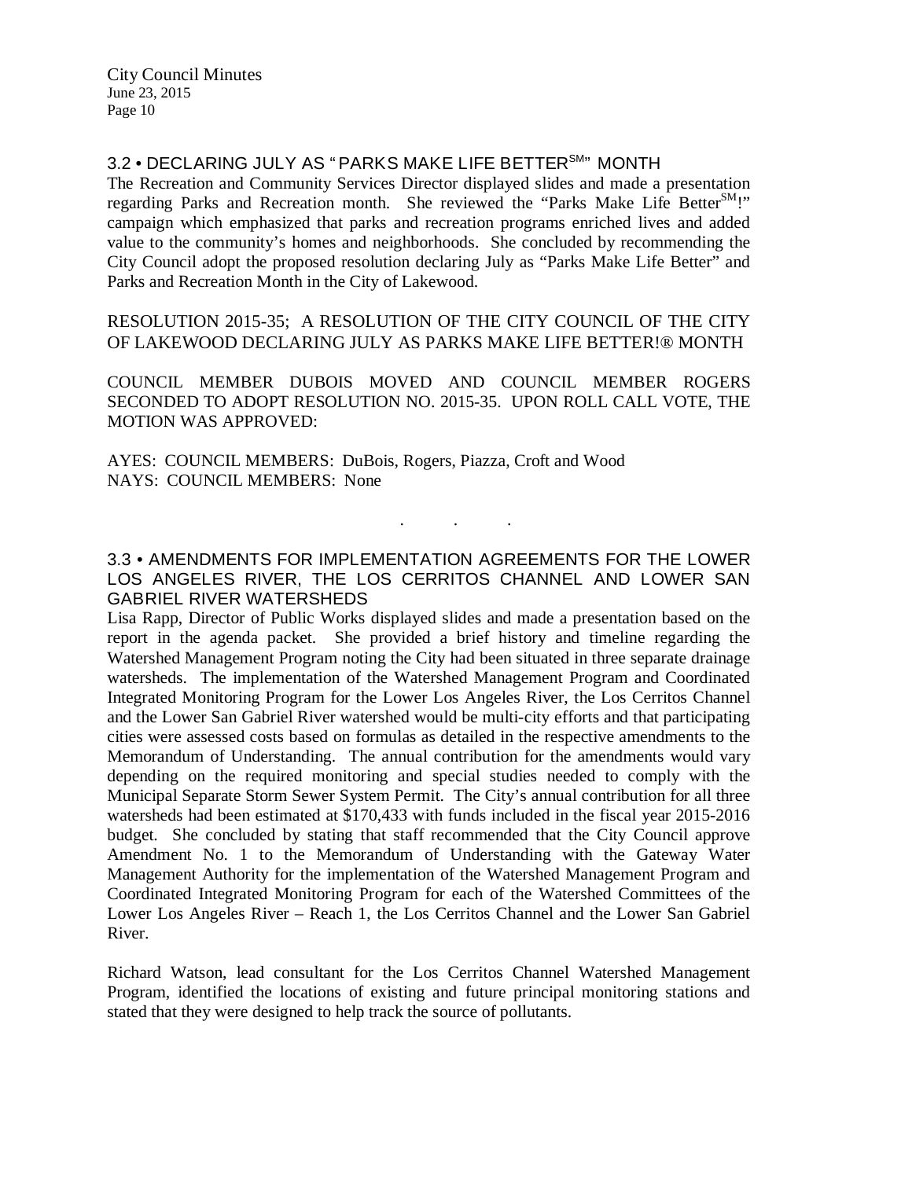### 3.2 • DECLARING JULY AS "PARKS MAKE LIFE BETTER℠" MONTH

The Recreation and Community Services Director displayed slides and made a presentation regarding Parks and Recreation month. She reviewed the "Parks Make Life Better℠!" campaign which emphasized that parks and recreation programs enriched lives and added value to the community's homes and neighborhoods. She concluded by recommending the City Council adopt the proposed resolution declaring July as "Parks Make Life Better" and Parks and Recreation Month in the City of Lakewood.

RESOLUTION 2015-35; A RESOLUTION OF THE CITY COUNCIL OF THE CITY OF LAKEWOOD DECLARING JULY AS PARKS MAKE LIFE BETTER!® MONTH

COUNCIL MEMBER DUBOIS MOVED AND COUNCIL MEMBER ROGERS SECONDED TO ADOPT RESOLUTION NO. 2015-35. UPON ROLL CALL VOTE, THE MOTION WAS APPROVED:

AYES: COUNCIL MEMBERS: DuBois, Rogers, Piazza, Croft and Wood
NAYS: COUNCIL MEMBERS: None

. . .

### 3.3 • AMENDMENTS FOR IMPLEMENTATION AGREEMENTS FOR THE LOWER LOS ANGELES RIVER, THE LOS CERRITOS CHANNEL AND LOWER SAN GABRIEL RIVER WATERSHEDS

Lisa Rapp, Director of Public Works displayed slides and made a presentation based on the report in the agenda packet. She provided a brief history and timeline regarding the Watershed Management Program noting the City had been situated in three separate drainage watersheds. The implementation of the Watershed Management Program and Coordinated Integrated Monitoring Program for the Lower Los Angeles River, the Los Cerritos Channel and the Lower San Gabriel River watershed would be multi-city efforts and that participating cities were assessed costs based on formulas as detailed in the respective amendments to the Memorandum of Understanding. The annual contribution for the amendments would vary depending on the required monitoring and special studies needed to comply with the Municipal Separate Storm Sewer System Permit. The City's annual contribution for all three watersheds had been estimated at $170,433 with funds included in the fiscal year 2015-2016 budget. She concluded by stating that staff recommended that the City Council approve Amendment No. 1 to the Memorandum of Understanding with the Gateway Water Management Authority for the implementation of the Watershed Management Program and Coordinated Integrated Monitoring Program for each of the Watershed Committees of the Lower Los Angeles River – Reach 1, the Los Cerritos Channel and the Lower San Gabriel River.

Richard Watson, lead consultant for the Los Cerritos Channel Watershed Management Program, identified the locations of existing and future principal monitoring stations and stated that they were designed to help track the source of pollutants.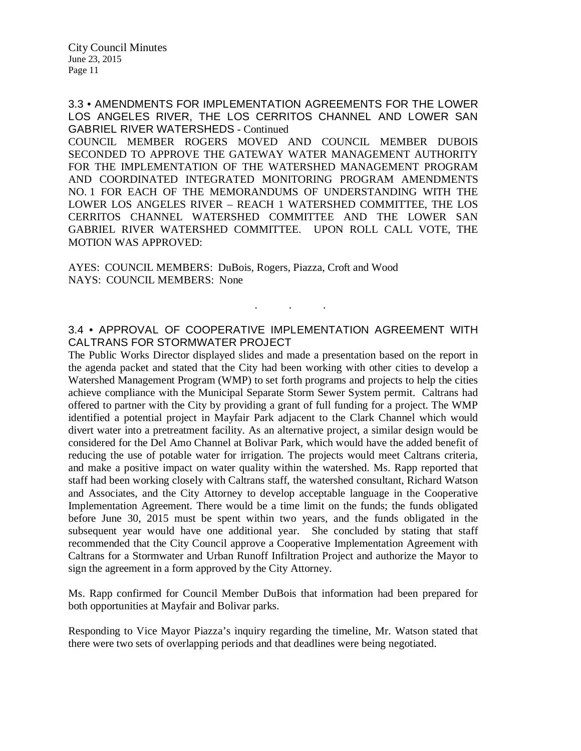### 3.3 • AMENDMENTS FOR IMPLEMENTATION AGREEMENTS FOR THE LOWER LOS ANGELES RIVER, THE LOS CERRITOS CHANNEL AND LOWER SAN GABRIEL RIVER WATERSHEDS - Continued

COUNCIL MEMBER ROGERS MOVED AND COUNCIL MEMBER DUBOIS SECONDED TO APPROVE THE GATEWAY WATER MANAGEMENT AUTHORITY FOR THE IMPLEMENTATION OF THE WATERSHED MANAGEMENT PROGRAM AND COORDINATED INTEGRATED MONITORING PROGRAM AMENDMENTS NO. 1 FOR EACH OF THE MEMORANDUMS OF UNDERSTANDING WITH THE LOWER LOS ANGELES RIVER – REACH 1 WATERSHED COMMITTEE, THE LOS CERRITOS CHANNEL WATERSHED COMMITTEE AND THE LOWER SAN GABRIEL RIVER WATERSHED COMMITTEE. UPON ROLL CALL VOTE, THE MOTION WAS APPROVED:

AYES: COUNCIL MEMBERS: DuBois, Rogers, Piazza, Croft and Wood
NAYS: COUNCIL MEMBERS: None

. . .

### 3.4 • APPROVAL OF COOPERATIVE IMPLEMENTATION AGREEMENT WITH CALTRANS FOR STORMWATER PROJECT

The Public Works Director displayed slides and made a presentation based on the report in the agenda packet and stated that the City had been working with other cities to develop a Watershed Management Program (WMP) to set forth programs and projects to help the cities achieve compliance with the Municipal Separate Storm Sewer System permit. Caltrans had offered to partner with the City by providing a grant of full funding for a project. The WMP identified a potential project in Mayfair Park adjacent to the Clark Channel which would divert water into a pretreatment facility. As an alternative project, a similar design would be considered for the Del Amo Channel at Bolivar Park, which would have the added benefit of reducing the use of potable water for irrigation. The projects would meet Caltrans criteria, and make a positive impact on water quality within the watershed. Ms. Rapp reported that staff had been working closely with Caltrans staff, the watershed consultant, Richard Watson and Associates, and the City Attorney to develop acceptable language in the Cooperative Implementation Agreement. There would be a time limit on the funds; the funds obligated before June 30, 2015 must be spent within two years, and the funds obligated in the subsequent year would have one additional year. She concluded by stating that staff recommended that the City Council approve a Cooperative Implementation Agreement with Caltrans for a Stormwater and Urban Runoff Infiltration Project and authorize the Mayor to sign the agreement in a form approved by the City Attorney.

Ms. Rapp confirmed for Council Member DuBois that information had been prepared for both opportunities at Mayfair and Bolivar parks.

Responding to Vice Mayor Piazza's inquiry regarding the timeline, Mr. Watson stated that there were two sets of overlapping periods and that deadlines were being negotiated.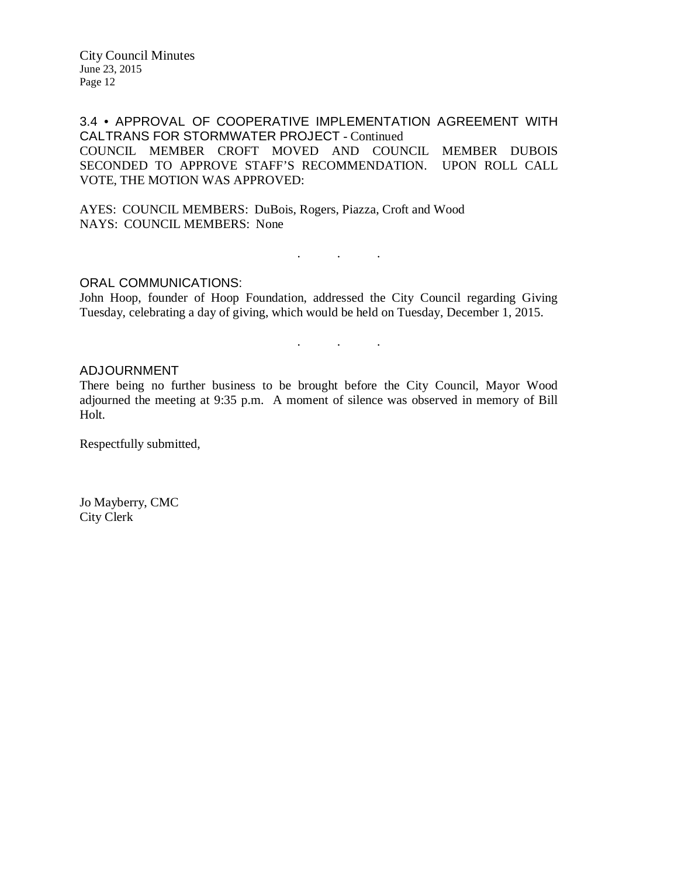3.4 • APPROVAL OF COOPERATIVE IMPLEMENTATION AGREEMENT WITH CALTRANS FOR STORMWATER PROJECT - Continued

COUNCIL MEMBER CROFT MOVED AND COUNCIL MEMBER DUBOIS SECONDED TO APPROVE STAFF'S RECOMMENDATION. UPON ROLL CALL VOTE, THE MOTION WAS APPROVED:

AYES: COUNCIL MEMBERS: DuBois, Rogers, Piazza, Croft and Wood
NAYS: COUNCIL MEMBERS: None

. . .

## ORAL COMMUNICATIONS:

John Hoop, founder of Hoop Foundation, addressed the City Council regarding Giving Tuesday, celebrating a day of giving, which would be held on Tuesday, December 1, 2015.

. . .

## ADJOURNMENT

There being no further business to be brought before the City Council, Mayor Wood adjourned the meeting at 9:35 p.m. A moment of silence was observed in memory of Bill Holt.

Respectfully submitted,

Jo Mayberry, CMC
City Clerk